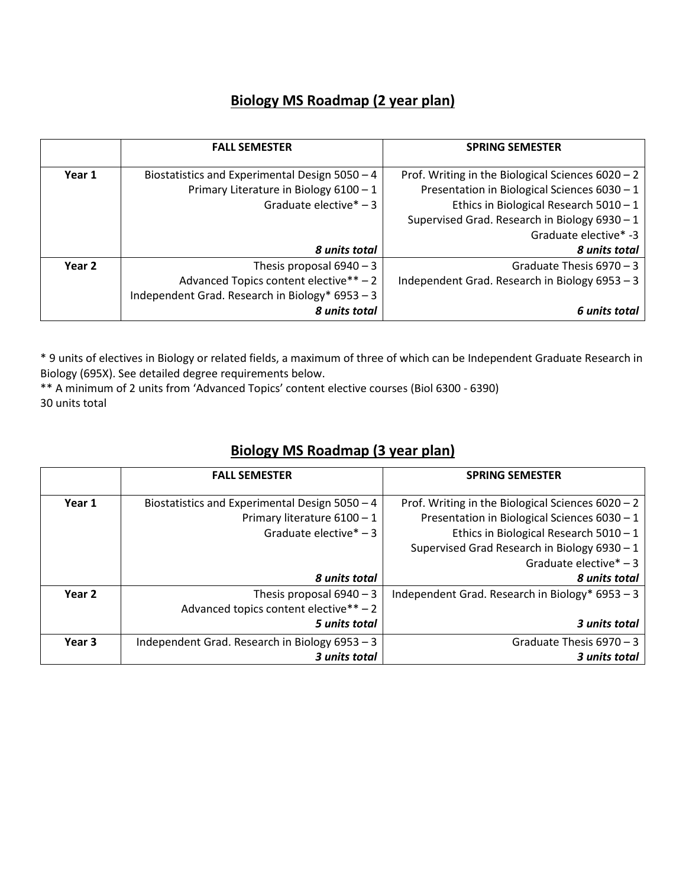## Biology MS Roadmap (2 year plan)

| | FALL SEMESTER | SPRING SEMESTER |
|---|---|---|
| **Year 1** | Biostatistics and Experimental Design 5050 – 4<br>Primary Literature in Biology 6100 – 1<br>Graduate elective* – 3<br>***8 units total*** | Prof. Writing in the Biological Sciences 6020 – 2<br>Presentation in Biological Sciences 6030 – 1<br>Ethics in Biological Research 5010 – 1<br>Supervised Grad. Research in Biology 6930 – 1<br>Graduate elective* -3<br>***8 units total*** |
| **Year 2** | Thesis proposal 6940 – 3<br>Advanced Topics content elective** – 2<br>Independent Grad. Research in Biology* 6953 – 3<br>***8 units total*** | Graduate Thesis 6970 – 3<br>Independent Grad. Research in Biology 6953 – 3<br>***6 units total*** |

* 9 units of electives in Biology or related fields, a maximum of three of which can be Independent Graduate Research in Biology (695X). See detailed degree requirements below.
** A minimum of 2 units from 'Advanced Topics' content elective courses (Biol 6300 - 6390)
30 units total

## Biology MS Roadmap (3 year plan)

| | FALL SEMESTER | SPRING SEMESTER |
|---|---|---|
| **Year 1** | Biostatistics and Experimental Design 5050 – 4<br>Primary literature 6100 – 1<br>Graduate elective* – 3<br>***8 units total*** | Prof. Writing in the Biological Sciences 6020 – 2<br>Presentation in Biological Sciences 6030 – 1<br>Ethics in Biological Research 5010 – 1<br>Supervised Grad Research in Biology 6930 – 1<br>Graduate elective* – 3<br>***8 units total*** |
| **Year 2** | Thesis proposal 6940 – 3<br>Advanced topics content elective** – 2<br>***5 units total*** | Independent Grad. Research in Biology* 6953 – 3<br>***3 units total*** |
| **Year 3** | Independent Grad. Research in Biology 6953 – 3<br>***3 units total*** | Graduate Thesis 6970 – 3<br>***3 units total*** |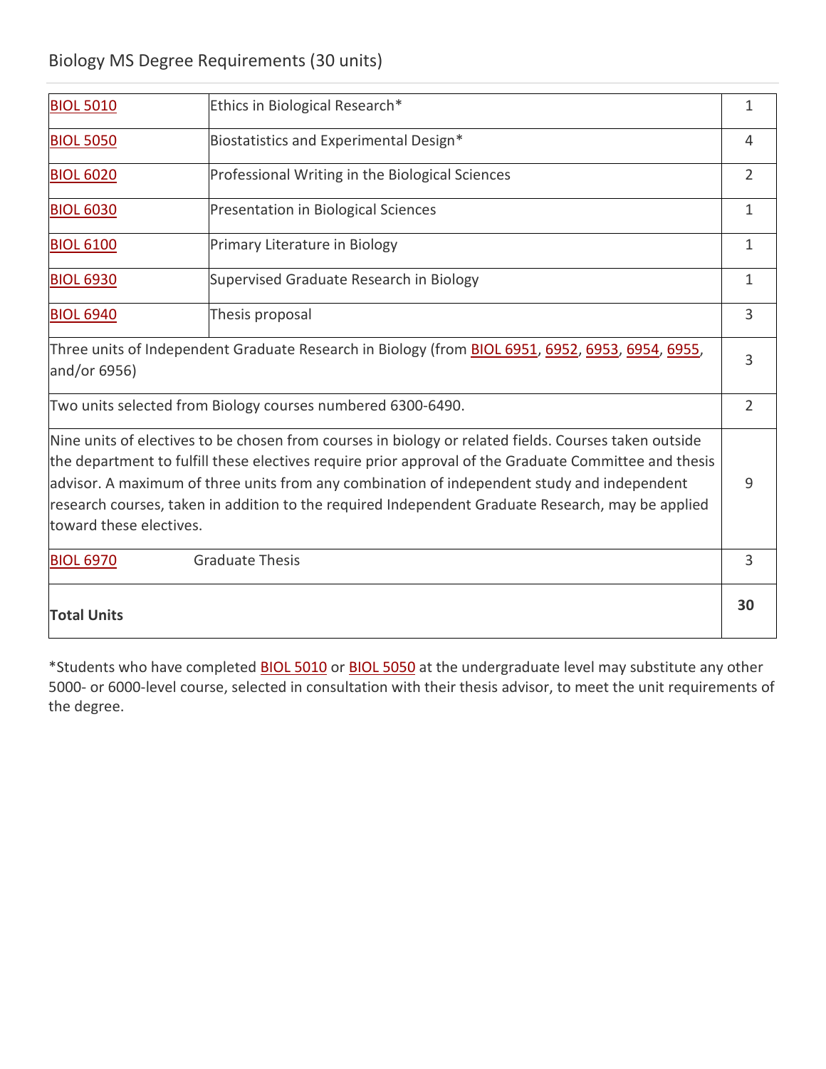## Biology MS Degree Requirements (30 units)

| | | |
|---|---|---|
| BIOL 5010 | Ethics in Biological Research* | 1 |
| BIOL 5050 | Biostatistics and Experimental Design* | 4 |
| BIOL 6020 | Professional Writing in the Biological Sciences | 2 |
| BIOL 6030 | Presentation in Biological Sciences | 1 |
| BIOL 6100 | Primary Literature in Biology | 1 |
| BIOL 6930 | Supervised Graduate Research in Biology | 1 |
| BIOL 6940 | Thesis proposal | 3 |
| Three units of Independent Graduate Research in Biology (from BIOL 6951, 6952, 6953, 6954, 6955, and/or 6956) | | 3 |
| Two units selected from Biology courses numbered 6300-6490. | | 2 |
| Nine units of electives to be chosen from courses in biology or related fields. Courses taken outside the department to fulfill these electives require prior approval of the Graduate Committee and thesis advisor. A maximum of three units from any combination of independent study and independent research courses, taken in addition to the required Independent Graduate Research, may be applied toward these electives. | | 9 |
| BIOL 6970 | Graduate Thesis | 3 |
| **Total Units** | | **30** |

*Students who have completed BIOL 5010 or BIOL 5050 at the undergraduate level may substitute any other 5000- or 6000-level course, selected in consultation with their thesis advisor, to meet the unit requirements of the degree.